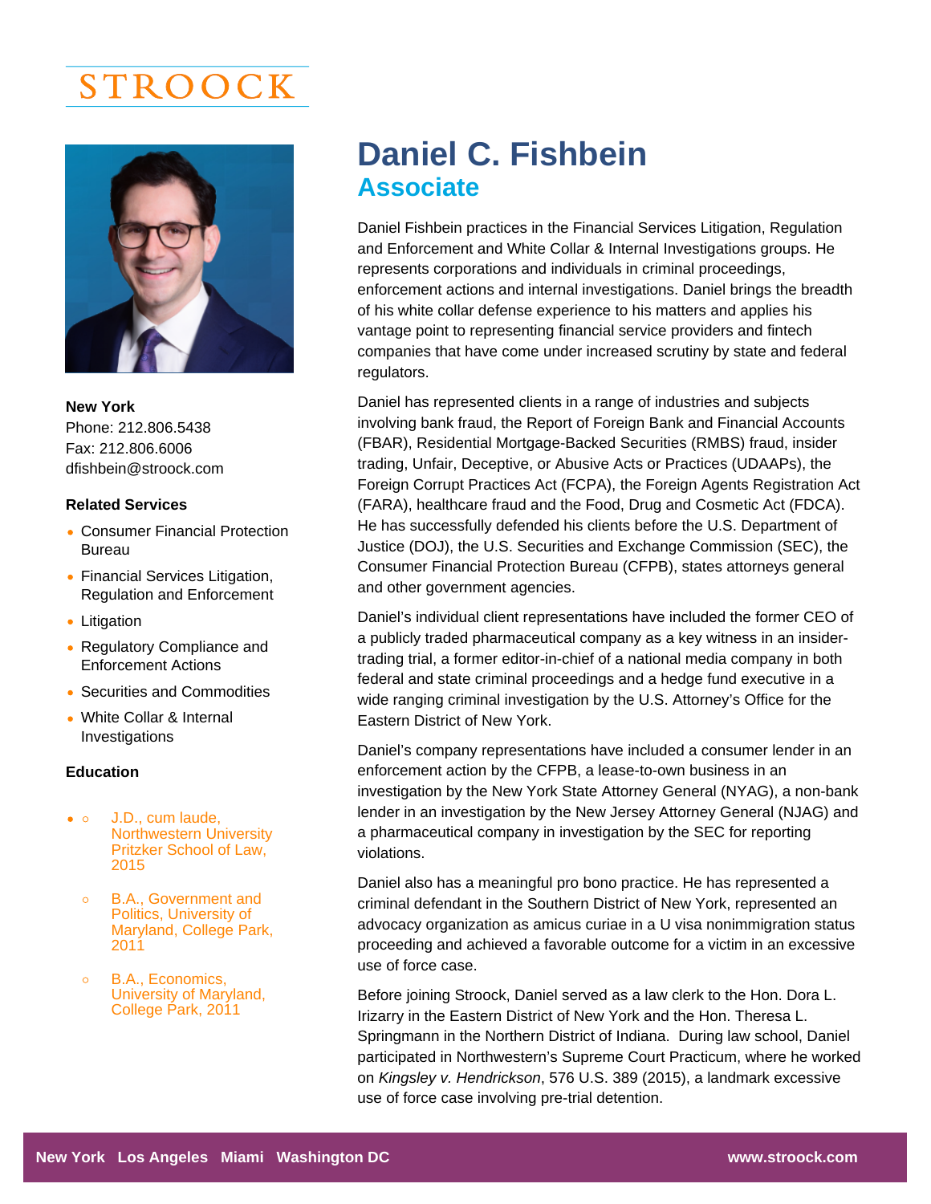STROOCK

# Daniel C. Fishbein

## Associate

**New York**
Phone: 212.806.5438
Fax: 212.806.6006
dfishbein@stroock.com

**Related Services**

- Consumer Financial Protection Bureau
- Financial Services Litigation, Regulation and Enforcement
- Litigation
- Regulatory Compliance and Enforcement Actions
- Securities and Commodities
- White Collar & Internal Investigations

**Education**

- J.D., cum laude, Northwestern University Pritzker School of Law, 2015
- B.A., Government and Politics, University of Maryland, College Park, 2011
- B.A., Economics, University of Maryland, College Park, 2011

Daniel Fishbein practices in the Financial Services Litigation, Regulation and Enforcement and White Collar & Internal Investigations groups. He represents corporations and individuals in criminal proceedings, enforcement actions and internal investigations. Daniel brings the breadth of his white collar defense experience to his matters and applies his vantage point to representing financial service providers and fintech companies that have come under increased scrutiny by state and federal regulators.

Daniel has represented clients in a range of industries and subjects involving bank fraud, the Report of Foreign Bank and Financial Accounts (FBAR), Residential Mortgage-Backed Securities (RMBS) fraud, insider trading, Unfair, Deceptive, or Abusive Acts or Practices (UDAAPs), the Foreign Corrupt Practices Act (FCPA), the Foreign Agents Registration Act (FARA), healthcare fraud and the Food, Drug and Cosmetic Act (FDCA). He has successfully defended his clients before the U.S. Department of Justice (DOJ), the U.S. Securities and Exchange Commission (SEC), the Consumer Financial Protection Bureau (CFPB), states attorneys general and other government agencies.

Daniel's individual client representations have included the former CEO of a publicly traded pharmaceutical company as a key witness in an insider-trading trial, a former editor-in-chief of a national media company in both federal and state criminal proceedings and a hedge fund executive in a wide ranging criminal investigation by the U.S. Attorney's Office for the Eastern District of New York.

Daniel's company representations have included a consumer lender in an enforcement action by the CFPB, a lease-to-own business in an investigation by the New York State Attorney General (NYAG), a non-bank lender in an investigation by the New Jersey Attorney General (NJAG) and a pharmaceutical company in investigation by the SEC for reporting violations.

Daniel also has a meaningful pro bono practice. He has represented a criminal defendant in the Southern District of New York, represented an advocacy organization as amicus curiae in a U visa nonimmigration status proceeding and achieved a favorable outcome for a victim in an excessive use of force case.

Before joining Stroock, Daniel served as a law clerk to the Hon. Dora L. Irizarry in the Eastern District of New York and the Hon. Theresa L. Springmann in the Northern District of Indiana. During law school, Daniel participated in Northwestern's Supreme Court Practicum, where he worked on *Kingsley v. Hendrickson*, 576 U.S. 389 (2015), a landmark excessive use of force case involving pre-trial detention.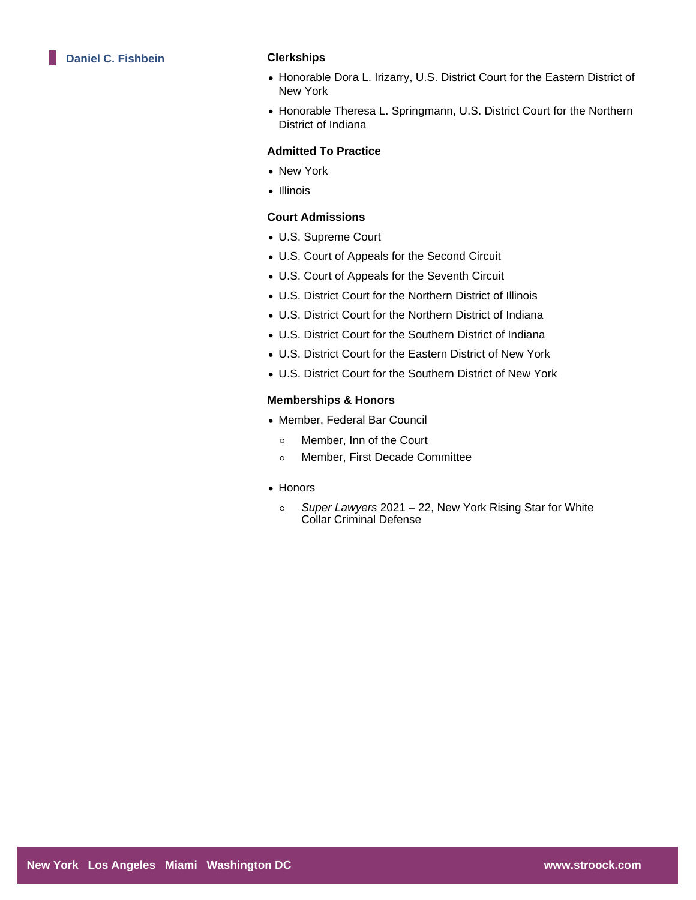**Daniel C. Fishbein**

### Clerkships

- Honorable Dora L. Irizarry, U.S. District Court for the Eastern District of New York
- Honorable Theresa L. Springmann, U.S. District Court for the Northern District of Indiana

### Admitted To Practice

- New York
- Illinois

### Court Admissions

- U.S. Supreme Court
- U.S. Court of Appeals for the Second Circuit
- U.S. Court of Appeals for the Seventh Circuit
- U.S. District Court for the Northern District of Illinois
- U.S. District Court for the Northern District of Indiana
- U.S. District Court for the Southern District of Indiana
- U.S. District Court for the Eastern District of New York
- U.S. District Court for the Southern District of New York

### Memberships & Honors

- Member, Federal Bar Council
  - Member, Inn of the Court
  - Member, First Decade Committee
- Honors
  - *Super Lawyers* 2021 – 22, New York Rising Star for White Collar Criminal Defense